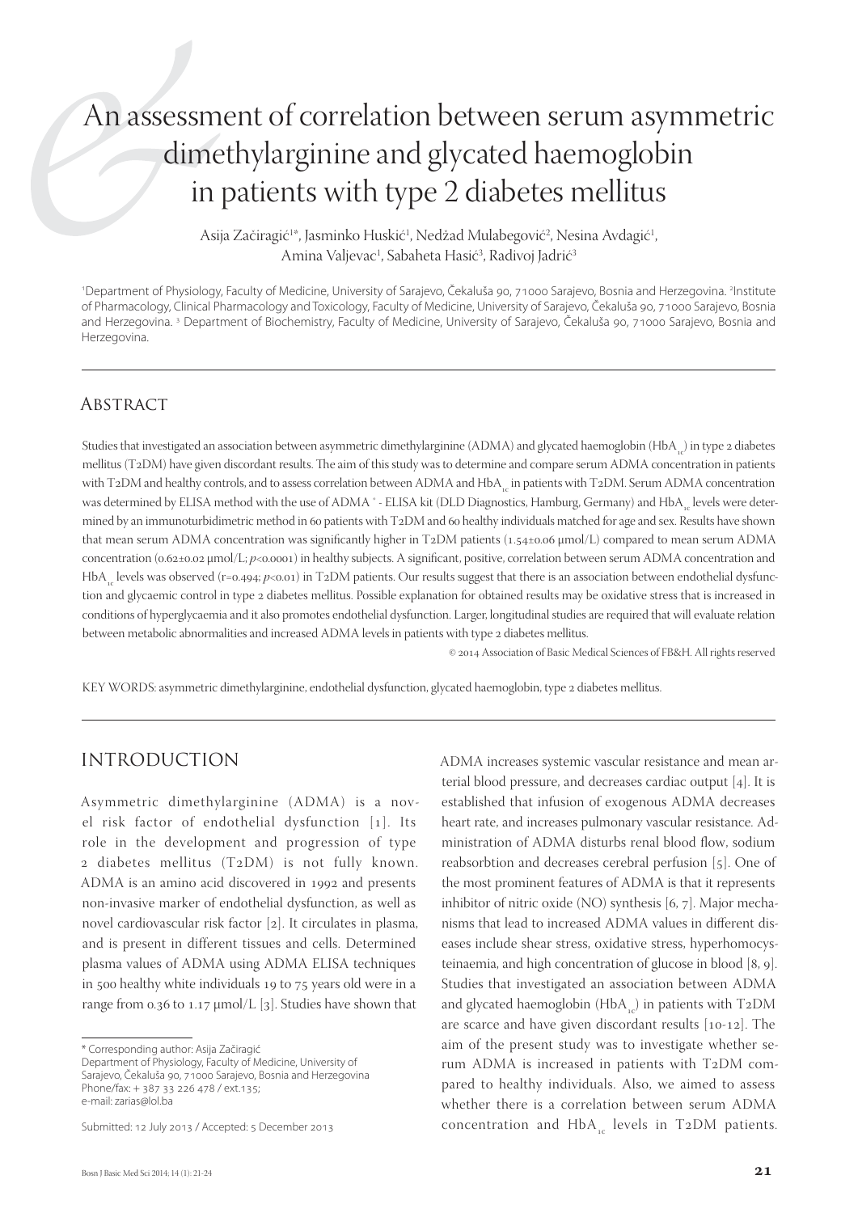# An assessment of correlation between serum asymmetric dimethylarginine and glycated haemoglobin in patients with type 2 diabetes mellitus

Asija Začiragić[1*], Jasminko Huskić[1], Nedžad Mulabegović[2], Nesina Avdagić[1], Amina Valjevac[1], Sabaheta Hasić[3], Radivoj Jadrić[3]

[1]Department of Physiology, Faculty of Medicine, University of Sarajevo, Čekaluša 90, 71000 Sarajevo, Bosnia and Herzegovina. [2]Institute of Pharmacology, Clinical Pharmacology and Toxicology, Faculty of Medicine, University of Sarajevo, Čekaluša 90, 71000 Sarajevo, Bosnia and Herzegovina. [3] Department of Biochemistry, Faculty of Medicine, University of Sarajevo, Čekaluša 90, 71000 Sarajevo, Bosnia and Herzegovina.

## Abstract

Studies that investigated an association between asymmetric dimethylarginine (ADMA) and glycated haemoglobin ($HbA_{1c}$) in type 2 diabetes mellitus (T2DM) have given discordant results. The aim of this study was to determine and compare serum ADMA concentration in patients with T2DM and healthy controls, and to assess correlation between ADMA and $HbA_{1c}$ in patients with T2DM. Serum ADMA concentration was determined by ELISA method with the use of ADMA ® - ELISA kit (DLD Diagnostics, Hamburg, Germany) and $HbA_{1c}$ levels were determined by an immunoturbidimetric method in 60 patients with T2DM and 60 healthy individuals matched for age and sex. Results have shown that mean serum ADMA concentration was significantly higher in T2DM patients (1.54±0.06 μmol/L) compared to mean serum ADMA concentration (0.62±0.02 μmol/L; $p<0.0001$) in healthy subjects. A significant, positive, correlation between serum ADMA concentration and $HbA_{1c}$ levels was observed ($r=0.494$; $p<0.01$) in T2DM patients. Our results suggest that there is an association between endothelial dysfunction and glycaemic control in type 2 diabetes mellitus. Possible explanation for obtained results may be oxidative stress that is increased in conditions of hyperglycaemia and it also promotes endothelial dysfunction. Larger, longitudinal studies are required that will evaluate relation between metabolic abnormalities and increased ADMA levels in patients with type 2 diabetes mellitus.

© 2014 Association of Basic Medical Sciences of FB&H. All rights reserved

KEY WORDS: asymmetric dimethylarginine, endothelial dysfunction, glycated haemoglobin, type 2 diabetes mellitus.

## INTRODUCTION

Asymmetric dimethylarginine (ADMA) is a novel risk factor of endothelial dysfunction [1]. Its role in the development and progression of type 2 diabetes mellitus (T2DM) is not fully known. ADMA is an amino acid discovered in 1992 and presents non-invasive marker of endothelial dysfunction, as well as novel cardiovascular risk factor [2]. It circulates in plasma, and is present in different tissues and cells. Determined plasma values of ADMA using ADMA ELISA techniques in 500 healthy white individuals 19 to 75 years old were in a range from 0.36 to 1.17 μmol/L [3]. Studies have shown that ADMA increases systemic vascular resistance and mean arterial blood pressure, and decreases cardiac output [4]. It is established that infusion of exogenous ADMA decreases heart rate, and increases pulmonary vascular resistance. Administration of ADMA disturbs renal blood flow, sodium reabsorbtion and decreases cerebral perfusion [5]. One of the most prominent features of ADMA is that it represents inhibitor of nitric oxide (NO) synthesis [6, 7]. Major mechanisms that lead to increased ADMA values in different diseases include shear stress, oxidative stress, hyperhomocysteinaemia, and high concentration of glucose in blood [8, 9]. Studies that investigated an association between ADMA and glycated haemoglobin ($HbA_{1c}$) in patients with T2DM are scarce and have given discordant results [10-12]. The aim of the present study was to investigate whether serum ADMA is increased in patients with T2DM compared to healthy individuals. Also, we aimed to assess whether there is a correlation between serum ADMA concentration and $HbA_{1c}$ levels in T2DM patients.

\* Corresponding author: Asija Začiragić
Department of Physiology, Faculty of Medicine, University of Sarajevo, Čekaluša 90, 71000 Sarajevo, Bosnia and Herzegovina
Phone/fax: + 387 33 226 478 / ext.135;
e-mail: zarias@lol.ba

Submitted: 12 July 2013 / Accepted: 5 December 2013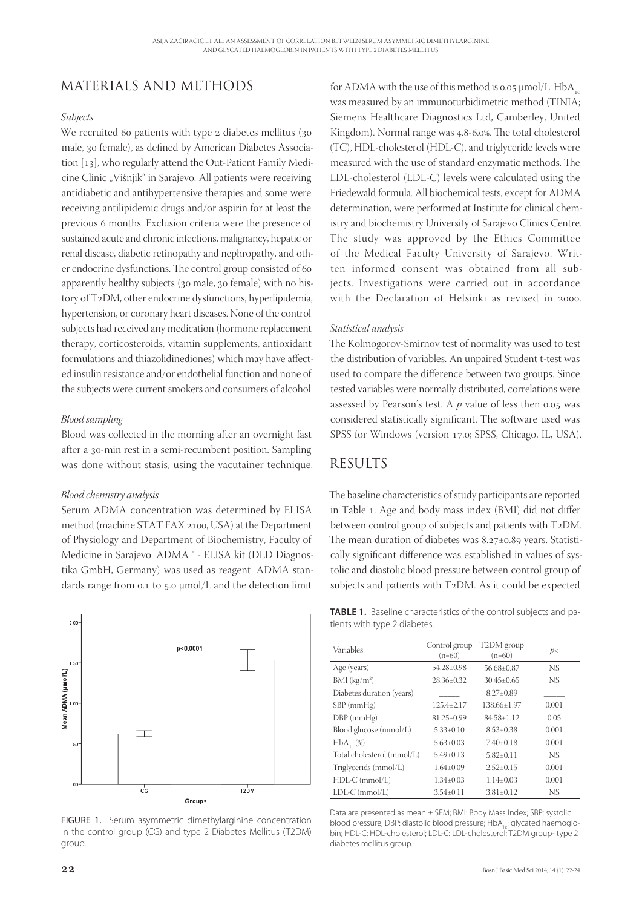## MATERIALS AND METHODS

### *Subjects*

We recruited 60 patients with type 2 diabetes mellitus (30 male, 30 female), as defined by American Diabetes Association [13], who regularly attend the Out-Patient Family Medicine Clinic „Višnjik" in Sarajevo. All patients were receiving antidiabetic and antihypertensive therapies and some were receiving antilipidemic drugs and/or aspirin for at least the previous 6 months. Exclusion criteria were the presence of sustained acute and chronic infections, malignancy, hepatic or renal disease, diabetic retinopathy and nephropathy, and other endocrine dysfunctions. The control group consisted of 60 apparently healthy subjects (30 male, 30 female) with no history of T2DM, other endocrine dysfunctions, hyperlipidemia, hypertension, or coronary heart diseases. None of the control subjects had received any medication (hormone replacement therapy, corticosteroids, vitamin supplements, antioxidant formulations and thiazolidinediones) which may have affected insulin resistance and/or endothelial function and none of the subjects were current smokers and consumers of alcohol.

### *Blood sampling*

Blood was collected in the morning after an overnight fast after a 30-min rest in a semi-recumbent position. Sampling was done without stasis, using the vacutainer technique.

### *Blood chemistry analysis*

Serum ADMA concentration was determined by ELISA method (machine STAT FAX 2100, USA) at the Department of Physiology and Department of Biochemistry, Faculty of Medicine in Sarajevo. ADMA ® - ELISA kit (DLD Diagnostika GmbH, Germany) was used as reagent. ADMA standards range from 0.1 to 5.0 µmol/L and the detection limit for ADMA with the use of this method is 0.05 µmol/L. $HbA_{1c}$ was measured by an immunoturbidimetric method (TINIA; Siemens Healthcare Diagnostics Ltd, Camberley, United Kingdom). Normal range was 4.8-6.0%. The total cholesterol (TC), HDL-cholesterol (HDL-C), and triglyceride levels were measured with the use of standard enzymatic methods. The LDL-cholesterol (LDL-C) levels were calculated using the Friedewald formula. All biochemical tests, except for ADMA determination, were performed at Institute for clinical chemistry and biochemistry University of Sarajevo Clinics Centre. The study was approved by the Ethics Committee of the Medical Faculty University of Sarajevo. Written informed consent was obtained from all subjects. Investigations were carried out in accordance with the Declaration of Helsinki as revised in 2000.

FIGURE 1. Serum asymmetric dimethylarginine concentration in the control group (CG) and type 2 Diabetes Mellitus (T2DM) group.

### *Statistical analysis*

The Kolmogorov-Smirnov test of normality was used to test the distribution of variables. An unpaired Student t-test was used to compare the difference between two groups. Since tested variables were normally distributed, correlations were assessed by Pearson's test. A *p* value of less then 0.05 was considered statistically significant. The software used was SPSS for Windows (version 17.0; SPSS, Chicago, IL, USA).

## RESULTS

The baseline characteristics of study participants are reported in Table 1. Age and body mass index (BMI) did not differ between control group of subjects and patients with T2DM. The mean duration of diabetes was 8.27±0.89 years. Statistically significant difference was established in values of systolic and diastolic blood pressure between control group of subjects and patients with T2DM. As it could be expected

**TABLE 1.** Baseline characteristics of the control subjects and patients with type 2 diabetes.

| Variables | Control group (n=60) | T2DM group (n=60) | *p*< |
|---|---|---|---|
| Age (years) | 54.28±0.98 | 56.68±0.87 | NS |
| BMI (kg/m²) | 28.36±0.32 | 30.45±0.65 | NS |
| Diabetes duration (years) | _____ | 8.27±0.89 | _____ |
| SBP (mmHg) | 125.4±2.17 | 138.66±1.97 | 0.001 |
| DBP (mmHg) | 81.25±0.99 | 84.58±1.12 | 0.05 |
| Blood glucose (mmol/L) | 5.33±0.10 | 8.53±0.38 | 0.001 |
| $HbA_{1c}$ (%) | 5.63±0.03 | 7.40±0.18 | 0.001 |
| Total cholesterol (mmol/L) | 5.49±0.13 | 5.82±0.11 | NS |
| Triglycerids (mmol/L) | 1.64±0.09 | 2.52±0.15 | 0.001 |
| HDL-C (mmol/L) | 1.34±0.03 | 1.14±0,03 | 0.001 |
| LDL-C (mmol/L) | 3.54±0.11 | 3.81±0.12 | NS |

Data are presented as mean ± SEM; BMI: Body Mass Index; SBP: systolic blood pressure; DBP: diastolic blood pressure; $HbA_{1c}$: glycated haemoglobin; HDL-C: HDL-cholesterol; LDL-C: LDL-cholesterol; T2DM group- type 2 diabetes mellitus group.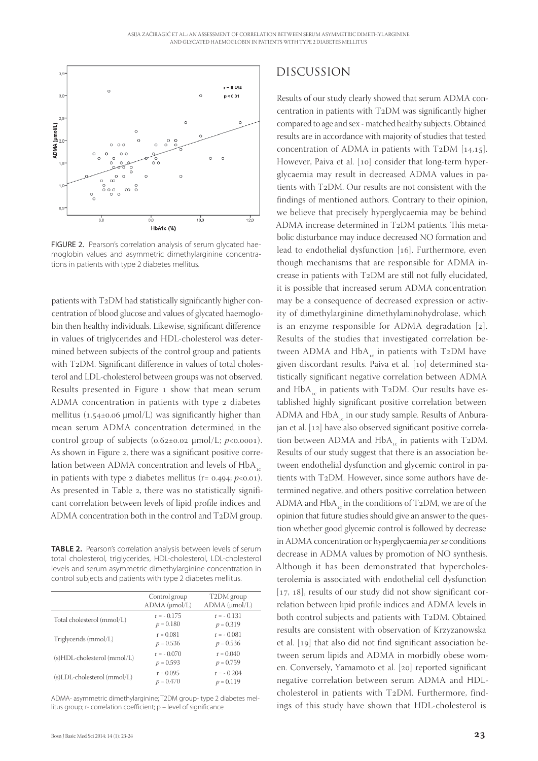FIGURE 2. Pearson's correlation analysis of serum glycated haemoglobin values and asymmetric dimethylarginine concentrations in patients with type 2 diabetes mellitus.

patients with T2DM had statistically significantly higher concentration of blood glucose and values of glycated haemoglobin then healthy individuals. Likewise, significant difference in values of triglycerides and HDL-cholesterol was determined between subjects of the control group and patients with T2DM. Significant difference in values of total cholesterol and LDL-cholesterol between groups was not observed. Results presented in Figure 1 show that mean serum ADMA concentration in patients with type 2 diabetes mellitus (1.54±0.06 μmol/L) was significantly higher than mean serum ADMA concentration determined in the control group of subjects (0.62±0.02 μmol/L; $p<0.0001$). As shown in Figure 2, there was a significant positive correlation between ADMA concentration and levels of $HbA_{1c}$ in patients with type 2 diabetes mellitus (r= 0.494; $p<0.01$). As presented in Table 2, there was no statistically significant correlation between levels of lipid profile indices and ADMA concentration both in the control and T2DM group.

**TABLE 2.** Pearson's correlation analysis between levels of serum total cholesterol, triglycerides, HDL-cholesterol, LDL-cholesterol levels and serum asymmetric dimethylarginine concentration in control subjects and patients with type 2 diabetes mellitus.

| | Control group ADMA (μmol/L) | T2DM group ADMA (μmol/L) |
|---|---|---|
| Total cholesterol (mmol/L) | r = - 0.175<br>$p$ = 0.180 | r = - 0.131<br>$p$ = 0.319 |
| Triglycerids (mmol/L) | r = 0.081<br>$p$ = 0.536 | r = - 0.081<br>$p$ = 0.536 |
| (s)HDL-cholesterol (mmol/L) | r = - 0.070<br>$p$ = 0.593 | r = 0.040<br>$p$ = 0.759 |
| (s)LDL-cholesterol (mmol/L) | r = 0.095<br>$p$ = 0.470 | r = - 0.204<br>$p$ = 0.119 |

ADMA- asymmetric dimethylarginine; T2DM group- type 2 diabetes mellitus group; r- correlation coefficient; p – level of significance

# DISCUSSION

Results of our study clearly showed that serum ADMA concentration in patients with T2DM was significantly higher compared to age and sex - matched healthy subjects. Obtained results are in accordance with majority of studies that tested concentration of ADMA in patients with T2DM [14,15]. However, Paiva et al. [10] consider that long-term hyperglycaemia may result in decreased ADMA values in patients with T2DM. Our results are not consistent with the findings of mentioned authors. Contrary to their opinion, we believe that precisely hyperglycaemia may be behind ADMA increase determined in T2DM patients. This metabolic disturbance may induce decreased NO formation and lead to endothelial dysfunction [16]. Furthermore, even though mechanisms that are responsible for ADMA increase in patients with T2DM are still not fully elucidated, it is possible that increased serum ADMA concentration may be a consequence of decreased expression or activity of dimethylarginine dimethylaminohydrolase, which is an enzyme responsible for ADMA degradation [2]. Results of the studies that investigated correlation between ADMA and $HbA_{1c}$ in patients with T2DM have given discordant results. Paiva et al. [10] determined statistically significant negative correlation between ADMA and $HbA_{1c}$ in patients with T2DM. Our results have established highly significant positive correlation between ADMA and $HbA_{1c}$ in our study sample. Results of Anburajan et al. [12] have also observed significant positive correlation between ADMA and $HbA_{1c}$ in patients with T2DM. Results of our study suggest that there is an association between endothelial dysfunction and glycemic control in patients with T2DM. However, since some authors have determined negative, and others positive correlation between ADMA and $HbA_{1c}$ in the conditions of T2DM, we are of the opinion that future studies should give an answer to the question whether good glycemic control is followed by decrease in ADMA concentration or hyperglycaemia *per se* conditions decrease in ADMA values by promotion of NO synthesis. Although it has been demonstrated that hypercholesterolemia is associated with endothelial cell dysfunction [17, 18], results of our study did not show significant correlation between lipid profile indices and ADMA levels in both control subjects and patients with T2DM. Obtained results are consistent with observation of Krzyzanowska et al. [19] that also did not find significant association between serum lipids and ADMA in morbidly obese women. Conversely, Yamamoto et al. [20] reported significant negative correlation between serum ADMA and HDL-cholesterol in patients with T2DM. Furthermore, findings of this study have shown that HDL-cholesterol is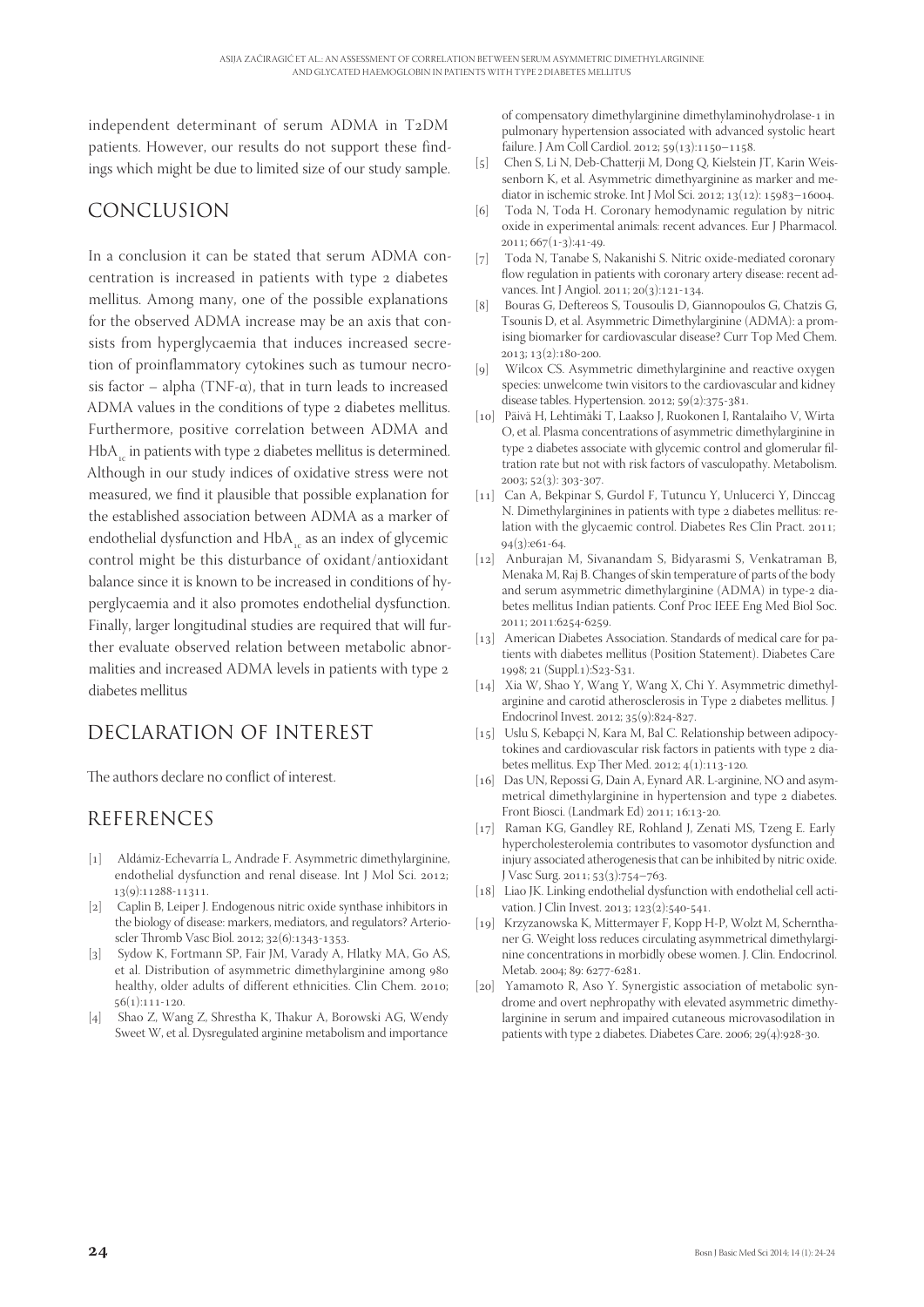independent determinant of serum ADMA in T2DM patients. However, our results do not support these findings which might be due to limited size of our study sample.

## CONCLUSION

In a conclusion it can be stated that serum ADMA concentration is increased in patients with type 2 diabetes mellitus. Among many, one of the possible explanations for the observed ADMA increase may be an axis that consists from hyperglycaemia that induces increased secretion of proinflammatory cytokines such as tumour necrosis factor – alpha (TNF-α), that in turn leads to increased ADMA values in the conditions of type 2 diabetes mellitus. Furthermore, positive correlation between ADMA and $HbA_{1c}$ in patients with type 2 diabetes mellitus is determined. Although in our study indices of oxidative stress were not measured, we find it plausible that possible explanation for the established association between ADMA as a marker of endothelial dysfunction and $HbA_{1c}$ as an index of glycemic control might be this disturbance of oxidant/antioxidant balance since it is known to be increased in conditions of hyperglycaemia and it also promotes endothelial dysfunction. Finally, larger longitudinal studies are required that will further evaluate observed relation between metabolic abnormalities and increased ADMA levels in patients with type 2 diabetes mellitus

## DECLARATION OF INTEREST

The authors declare no conflict of interest.

## REFERENCES

[1] Aldámiz-Echevarría L, Andrade F. Asymmetric dimethylarginine, endothelial dysfunction and renal disease. Int J Mol Sci. 2012; 13(9):11288-11311.

[2] Caplin B, Leiper J. Endogenous nitric oxide synthase inhibitors in the biology of disease: markers, mediators, and regulators? Arterioscler Thromb Vasc Biol. 2012; 32(6):1343-1353.

[3] Sydow K, Fortmann SP, Fair JM, Varady A, Hlatky MA, Go AS, et al. Distribution of asymmetric dimethylarginine among 980 healthy, older adults of different ethnicities. Clin Chem. 2010; 56(1):111-120.

[4] Shao Z, Wang Z, Shrestha K, Thakur A, Borowski AG, Wendy Sweet W, et al. Dysregulated arginine metabolism and importance of compensatory dimethylarginine dimethylaminohydrolase-1 in pulmonary hypertension associated with advanced systolic heart failure. J Am Coll Cardiol. 2012; 59(13):1150–1158.

[5] Chen S, Li N, Deb-Chatterji M, Dong Q, Kielstein JT, Karin Weissenborn K, et al. Asymmetric dimethyarginine as marker and mediator in ischemic stroke. Int J Mol Sci. 2012; 13(12): 15983–16004.

[6] Toda N, Toda H. Coronary hemodynamic regulation by nitric oxide in experimental animals: recent advances. Eur J Pharmacol. 2011; 667(1-3):41-49.

[7] Toda N, Tanabe S, Nakanishi S. Nitric oxide-mediated coronary flow regulation in patients with coronary artery disease: recent advances. Int J Angiol. 2011; 20(3):121-134.

[8] Bouras G, Deftereos S, Tousoulis D, Giannopoulos G, Chatzis G, Tsounis D, et al. Asymmetric Dimethylarginine (ADMA): a promising biomarker for cardiovascular disease? Curr Top Med Chem. 2013; 13(2):180-200.

[9] Wilcox CS. Asymmetric dimethylarginine and reactive oxygen species: unwelcome twin visitors to the cardiovascular and kidney disease tables. Hypertension. 2012; 59(2):375-381.

[10] Päivä H, Lehtimäki T, Laakso J, Ruokonen I, Rantalaiho V, Wirta O, et al. Plasma concentrations of asymmetric dimethylarginine in type 2 diabetes associate with glycemic control and glomerular filtration rate but not with risk factors of vasculopathy. Metabolism. 2003; 52(3): 303-307.

[11] Can A, Bekpinar S, Gurdol F, Tutuncu Y, Unlucerci Y, Dinccag N. Dimethylarginines in patients with type 2 diabetes mellitus: relation with the glycaemic control. Diabetes Res Clin Pract. 2011; 94(3):e61-64.

[12] Anburajan M, Sivanandam S, Bidyarasmi S, Venkatraman B, Menaka M, Raj B. Changes of skin temperature of parts of the body and serum asymmetric dimethylarginine (ADMA) in type-2 diabetes mellitus Indian patients. Conf Proc IEEE Eng Med Biol Soc. 2011; 2011:6254-6259.

[13] American Diabetes Association. Standards of medical care for patients with diabetes mellitus (Position Statement). Diabetes Care 1998; 21 (Suppl.1):S23-S31.

[14] Xia W, Shao Y, Wang Y, Wang X, Chi Y. Asymmetric dimethylarginine and carotid atherosclerosis in Type 2 diabetes mellitus. J Endocrinol Invest. 2012; 35(9):824-827.

[15] Uslu S, Kebapçi N, Kara M, Bal C. Relationship between adipocytokines and cardiovascular risk factors in patients with type 2 diabetes mellitus. Exp Ther Med. 2012; 4(1):113-120.

[16] Das UN, Repossi G, Dain A, Eynard AR. L-arginine, NO and asymmetrical dimethylarginine in hypertension and type 2 diabetes. Front Biosci. (Landmark Ed) 2011; 16:13-20.

[17] Raman KG, Gandley RE, Rohland J, Zenati MS, Tzeng E. Early hypercholesterolemia contributes to vasomotor dysfunction and injury associated atherogenesis that can be inhibited by nitric oxide. J Vasc Surg. 2011; 53(3):754–763.

[18] Liao JK. Linking endothelial dysfunction with endothelial cell activation. J Clin Invest. 2013; 123(2):540-541.

[19] Krzyzanowska K, Mittermayer F, Kopp H-P, Wolzt M, Schernthaner G. Weight loss reduces circulating asymmetrical dimethylarginine concentrations in morbidly obese women. J. Clin. Endocrinol. Metab. 2004; 89: 6277-6281.

[20] Yamamoto R, Aso Y. Synergistic association of metabolic syndrome and overt nephropathy with elevated asymmetric dimethylarginine in serum and impaired cutaneous microvasodilation in patients with type 2 diabetes. Diabetes Care. 2006; 29(4):928-30.